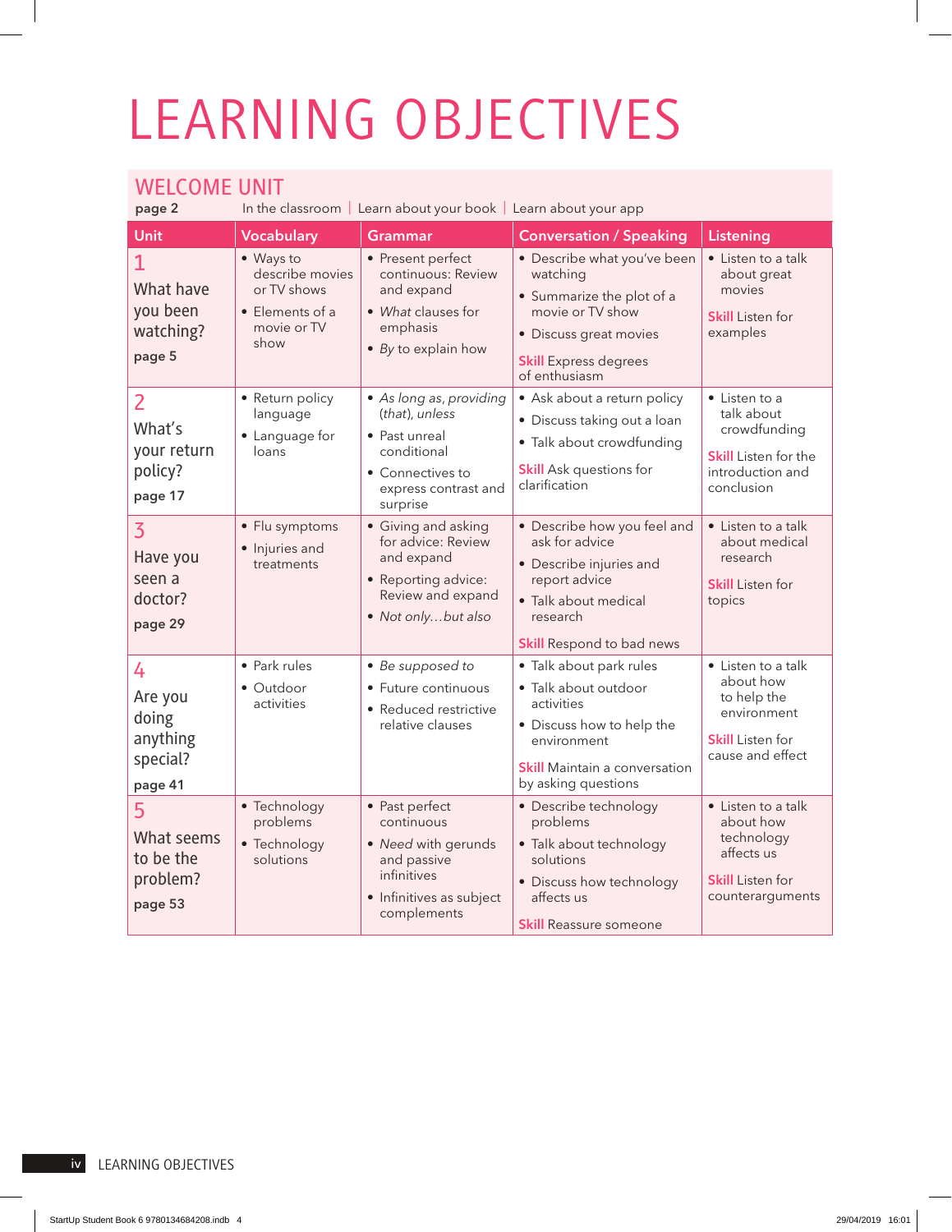# LEARNING OBJECTIVES

## WELCOME UNIT

**page 2** In the classroom | Learn about your book | Learn about your app

| Unit | Vocabulary | Grammar | Conversation / Speaking | Listening |
|---|---|---|---|---|
| **1** What have you been watching? **page 5** | • Ways to describe movies or TV shows<br>• Elements of a movie or TV show | • Present perfect continuous: Review and expand<br>• *What* clauses for emphasis<br>• *By* to explain how | • Describe what you've been watching<br>• Summarize the plot of a movie or TV show<br>• Discuss great movies<br>**Skill** Express degrees of enthusiasm | • Listen to a talk about great movies<br>**Skill** Listen for examples |
| **2** What's your return policy? **page 17** | • Return policy language<br>• Language for loans | • *As long as*, *providing* (*that*), *unless*<br>• Past unreal conditional<br>• Connectives to express contrast and surprise | • Ask about a return policy<br>• Discuss taking out a loan<br>• Talk about crowdfunding<br>**Skill** Ask questions for clarification | • Listen to a talk about crowdfunding<br>**Skill** Listen for the introduction and conclusion |
| **3** Have you seen a doctor? **page 29** | • Flu symptoms<br>• Injuries and treatments | • Giving and asking for advice: Review and expand<br>• Reporting advice: Review and expand<br>• *Not only…but also* | • Describe how you feel and ask for advice<br>• Describe injuries and report advice<br>• Talk about medical research<br>**Skill** Respond to bad news | • Listen to a talk about medical research<br>**Skill** Listen for topics |
| **4** Are you doing anything special? **page 41** | • Park rules<br>• Outdoor activities | • *Be supposed to*<br>• Future continuous<br>• Reduced restrictive relative clauses | • Talk about park rules<br>• Talk about outdoor activities<br>• Discuss how to help the environment<br>**Skill** Maintain a conversation by asking questions | • Listen to a talk about how to help the environment<br>**Skill** Listen for cause and effect |
| **5** What seems to be the problem? **page 53** | • Technology problems<br>• Technology solutions | • Past perfect continuous<br>• *Need* with gerunds and passive infinitives<br>• Infinitives as subject complements | • Describe technology problems<br>• Talk about technology solutions<br>• Discuss how technology affects us<br>**Skill** Reassure someone | • Listen to a talk about how technology affects us<br>**Skill** Listen for counterarguments |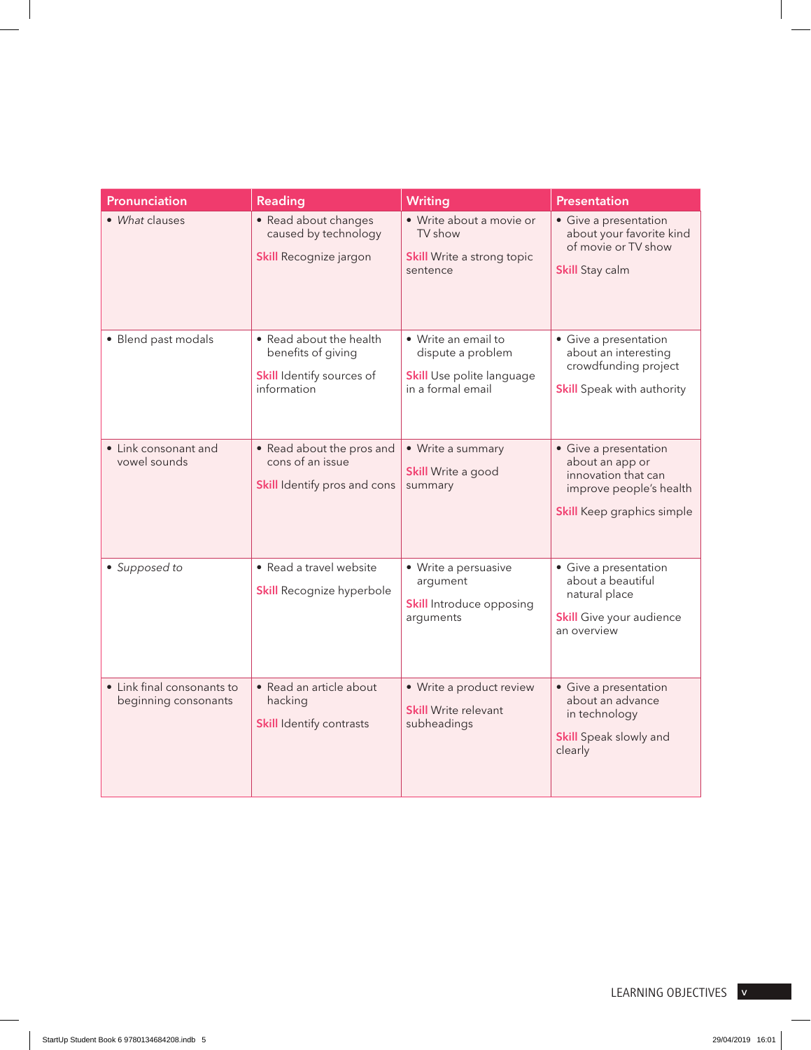| Pronunciation | Reading | Writing | Presentation |
|---|---|---|---|
| • *What* clauses | • Read about changes caused by technology<br><br>**Skill** Recognize jargon | • Write about a movie or TV show<br><br>**Skill** Write a strong topic sentence | • Give a presentation about your favorite kind of movie or TV show<br><br>**Skill** Stay calm |
| • Blend past modals | • Read about the health benefits of giving<br><br>**Skill** Identify sources of information | • Write an email to dispute a problem<br><br>**Skill** Use polite language in a formal email | • Give a presentation about an interesting crowdfunding project<br><br>**Skill** Speak with authority |
| • Link consonant and vowel sounds | • Read about the pros and cons of an issue<br><br>**Skill** Identify pros and cons | • Write a summary<br><br>**Skill** Write a good summary | • Give a presentation about an app or innovation that can improve people's health<br><br>**Skill** Keep graphics simple |
| • *Supposed to* | • Read a travel website<br><br>**Skill** Recognize hyperbole | • Write a persuasive argument<br><br>**Skill** Introduce opposing arguments | • Give a presentation about a beautiful natural place<br><br>**Skill** Give your audience an overview |
| • Link final consonants to beginning consonants | • Read an article about hacking<br><br>**Skill** Identify contrasts | • Write a product review<br><br>**Skill** Write relevant subheadings | • Give a presentation about an advance in technology<br><br>**Skill** Speak slowly and clearly |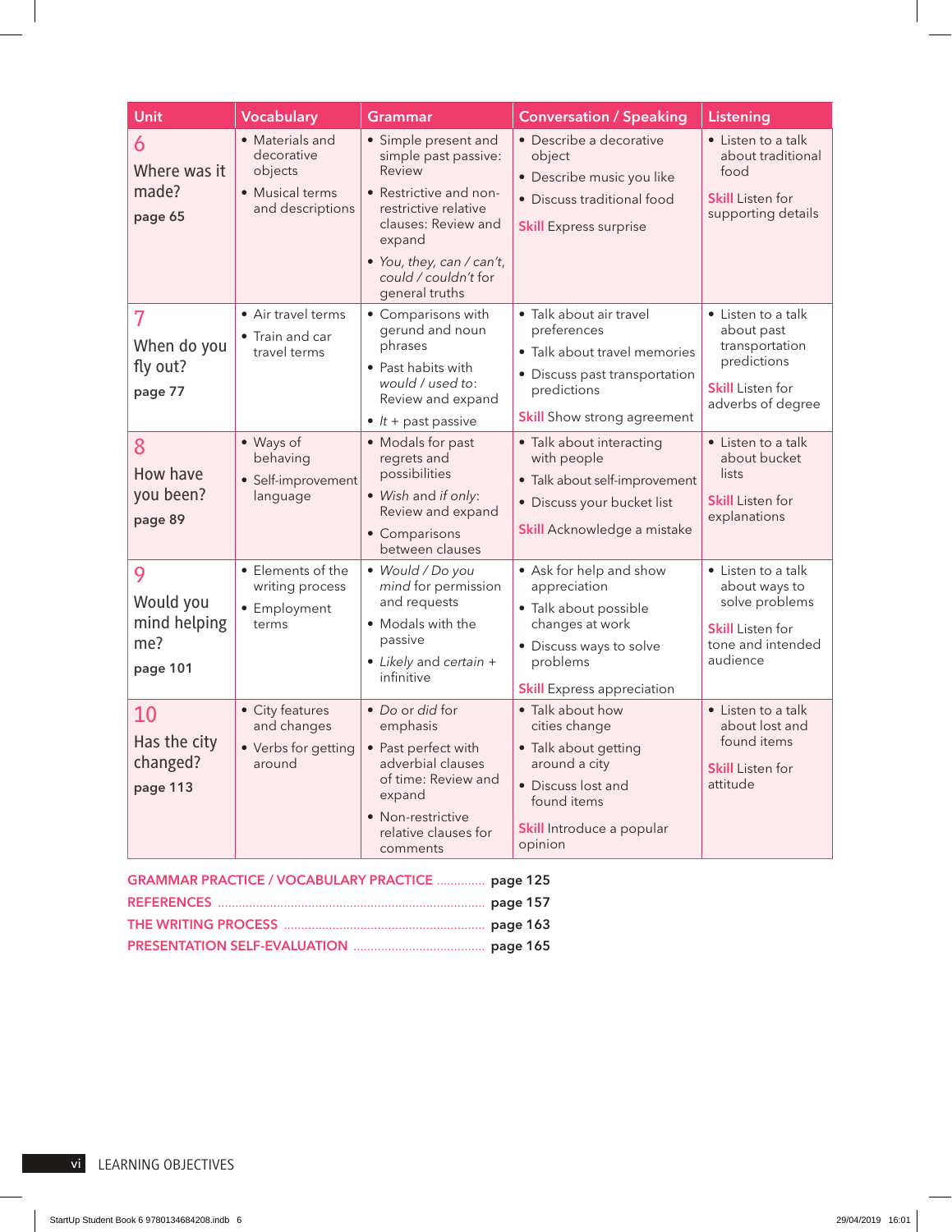| Unit | Vocabulary | Grammar | Conversation / Speaking | Listening |
| --- | --- | --- | --- | --- |
| **6** Where was it made? **page 65** | • Materials and decorative objects<br>• Musical terms and descriptions | • Simple present and simple past passive: Review<br>• Restrictive and non-restrictive relative clauses: Review and expand<br>• *You, they, can / can't, could / couldn't* for general truths | • Describe a decorative object<br>• Describe music you like<br>• Discuss traditional food<br>**Skill** Express surprise | • Listen to a talk about traditional food<br>**Skill** Listen for supporting details |
| **7** When do you fly out? **page 77** | • Air travel terms<br>• Train and car travel terms | • Comparisons with gerund and noun phrases<br>• Past habits with *would / used to*: Review and expand<br>• *It* + past passive | • Talk about air travel preferences<br>• Talk about travel memories<br>• Discuss past transportation predictions<br>**Skill** Show strong agreement | • Listen to a talk about past transportation predictions<br>**Skill** Listen for adverbs of degree |
| **8** How have you been? **page 89** | • Ways of behaving<br>• Self-improvement language | • Modals for past regrets and possibilities<br>• *Wish* and *if only*: Review and expand<br>• Comparisons between clauses | • Talk about interacting with people<br>• Talk about self-improvement<br>• Discuss your bucket list<br>**Skill** Acknowledge a mistake | • Listen to a talk about bucket lists<br>**Skill** Listen for explanations |
| **9** Would you mind helping me? **page 101** | • Elements of the writing process<br>• Employment terms | • *Would / Do you mind* for permission and requests<br>• Modals with the passive<br>• *Likely* and *certain* + infinitive | • Ask for help and show appreciation<br>• Talk about possible changes at work<br>• Discuss ways to solve problems<br>**Skill** Express appreciation | • Listen to a talk about ways to solve problems<br>**Skill** Listen for tone and intended audience |
| **10** Has the city changed? **page 113** | • City features and changes<br>• Verbs for getting around | • *Do* or *did* for emphasis<br>• Past perfect with adverbial clauses of time: Review and expand<br>• Non-restrictive relative clauses for comments | • Talk about how cities change<br>• Talk about getting around a city<br>• Discuss lost and found items<br>**Skill** Introduce a popular opinion | • Listen to a talk about lost and found items<br>**Skill** Listen for attitude |

GRAMMAR PRACTICE / VOCABULARY PRACTICE ............. **page 125**
REFERENCES ............. **page 157**
THE WRITING PROCESS ............. **page 163**
PRESENTATION SELF-EVALUATION ............. **page 165**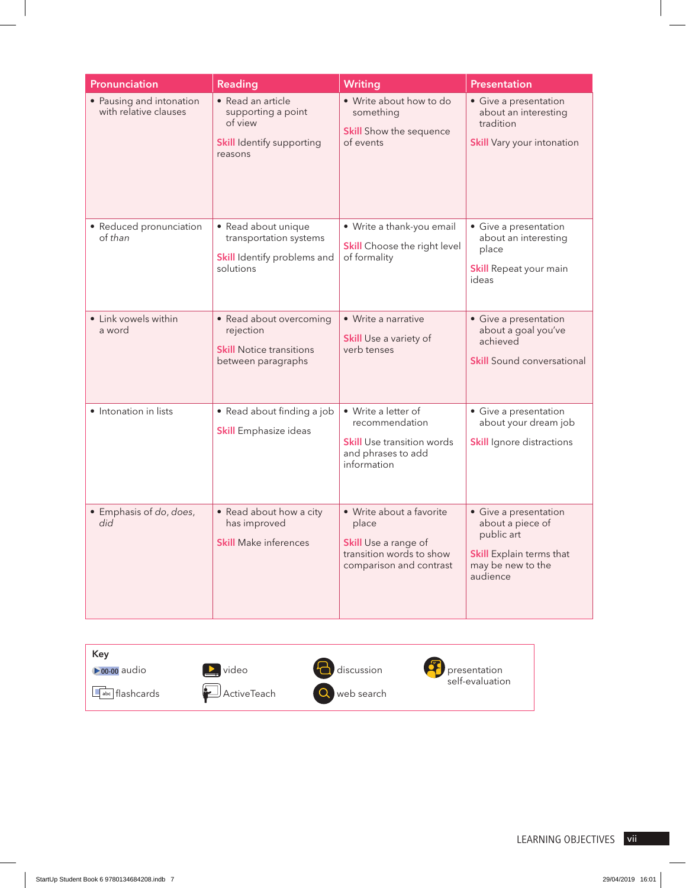| Pronunciation | Reading | Writing | Presentation |
|---|---|---|---|
| • Pausing and intonation with relative clauses | • Read an article supporting a point of view<br><br>**Skill** Identify supporting reasons | • Write about how to do something<br><br>**Skill** Show the sequence of events | • Give a presentation about an interesting tradition<br><br>**Skill** Vary your intonation |
| • Reduced pronunciation of *than* | • Read about unique transportation systems<br><br>**Skill** Identify problems and solutions | • Write a thank-you email<br><br>**Skill** Choose the right level of formality | • Give a presentation about an interesting place<br><br>**Skill** Repeat your main ideas |
| • Link vowels within a word | • Read about overcoming rejection<br><br>**Skill** Notice transitions between paragraphs | • Write a narrative<br><br>**Skill** Use a variety of verb tenses | • Give a presentation about a goal you've achieved<br><br>**Skill** Sound conversational |
| • Intonation in lists | • Read about finding a job<br><br>**Skill** Emphasize ideas | • Write a letter of recommendation<br><br>**Skill** Use transition words and phrases to add information | • Give a presentation about your dream job<br><br>**Skill** Ignore distractions |
| • Emphasis of *do*, *does*, *did* | • Read about how a city has improved<br><br>**Skill** Make inferences | • Write about a favorite place<br><br>**Skill** Use a range of transition words to show comparison and contrast | • Give a presentation about a piece of public art<br><br>**Skill** Explain terms that may be new to the audience |

**Key**

00-00 audio | video | discussion | presentation self-evaluation

flashcards | ActiveTeach | web search